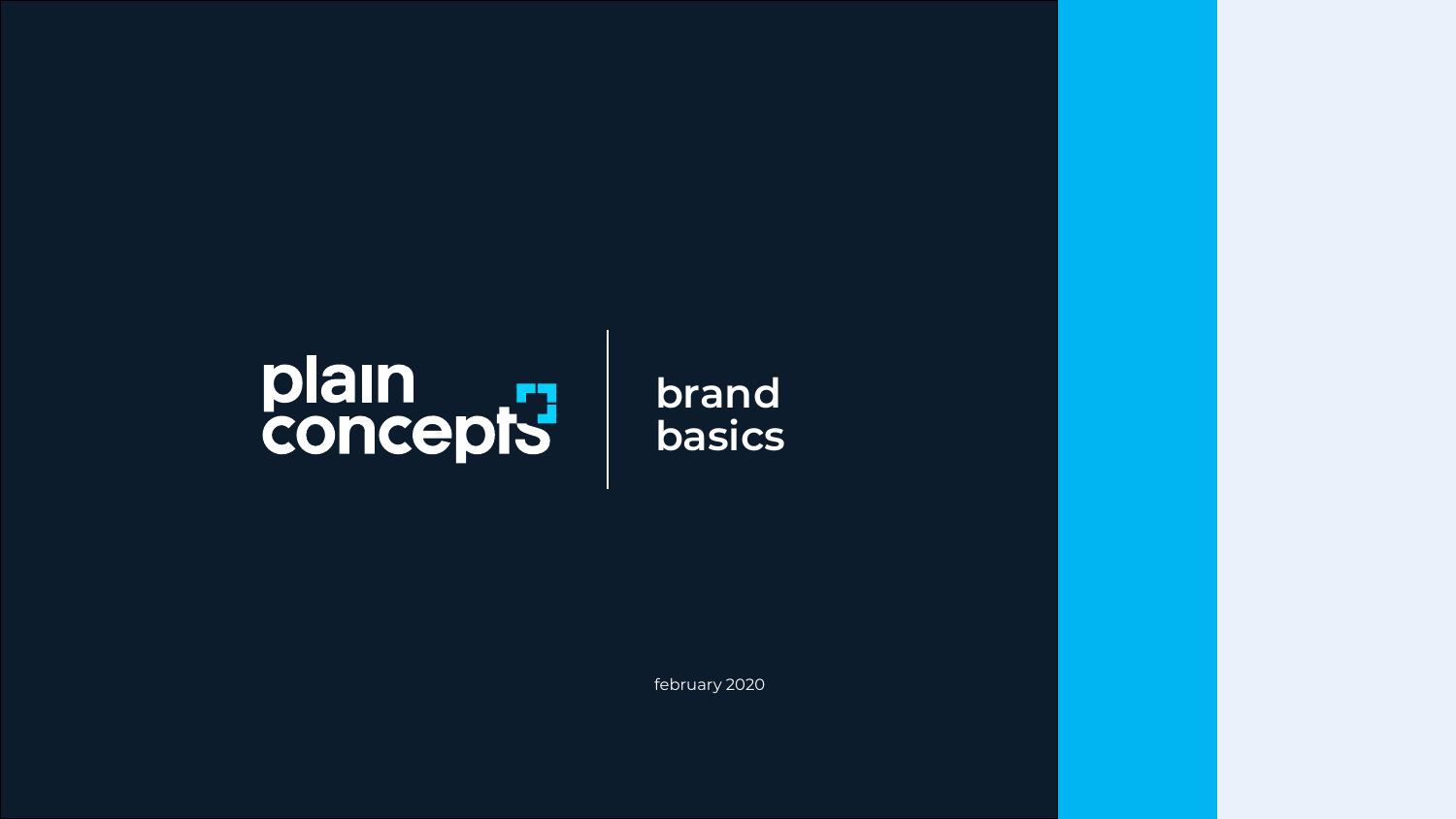# plain concepts | brand basics

february 2020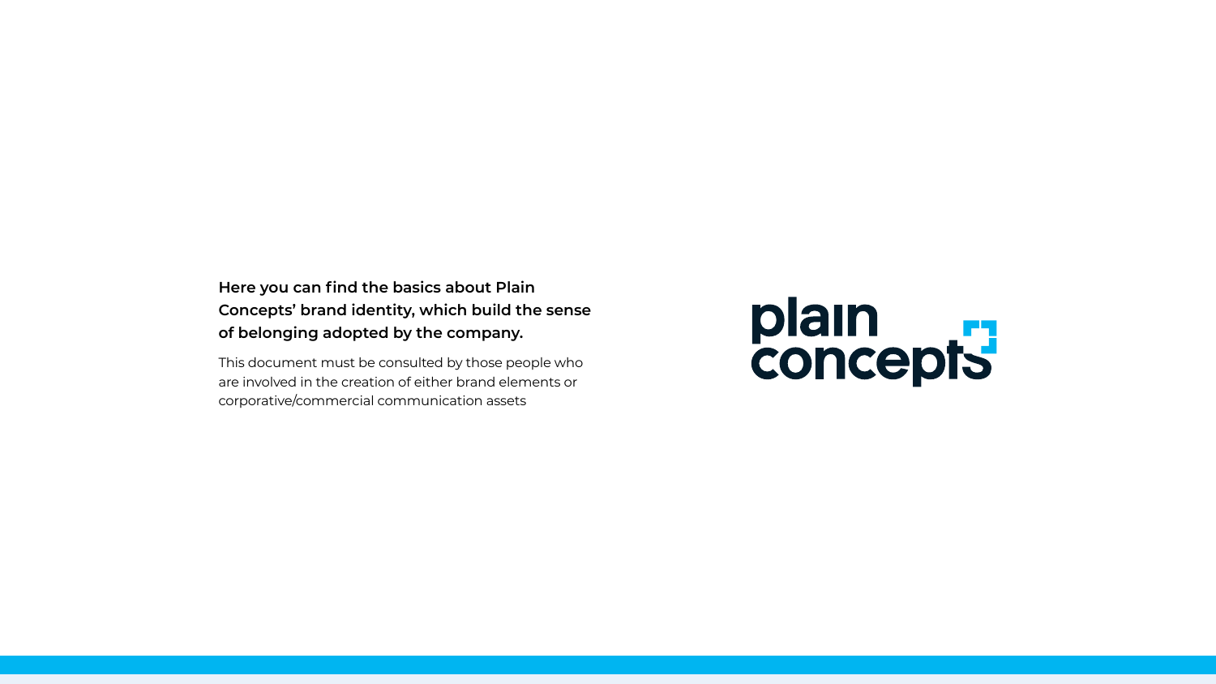**Here you can find the basics about Plain Concepts' brand identity, which build the sense of belonging adopted by the company.**

This document must be consulted by those people who are involved in the creation of either brand elements or corporative/commercial communication assets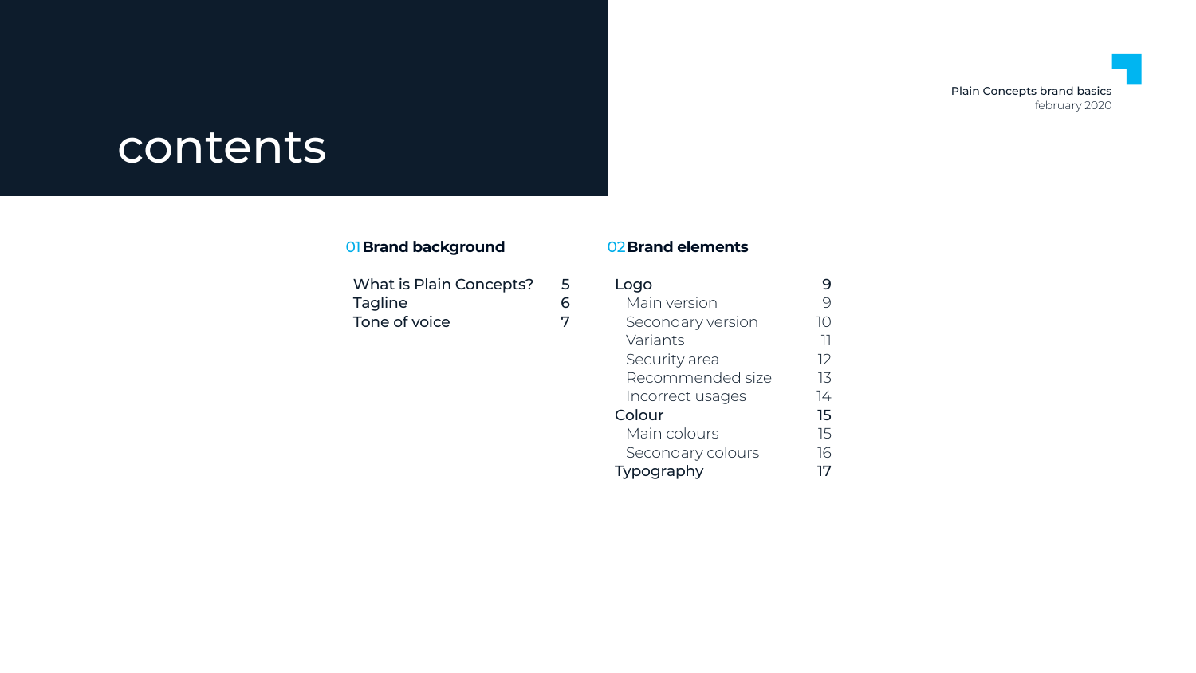# contents

Plain Concepts brand basics
february 2020

## 01 Brand background

| | |
|---|---|
| What is Plain Concepts? | 5 |
| Tagline | 6 |
| Tone of voice | 7 |

## 02 Brand elements

| | |
|---|---|
| **Logo** | **9** |
| Main version | 9 |
| Secondary version | 10 |
| Variants | 11 |
| Security area | 12 |
| Recommended size | 13 |
| Incorrect usages | 14 |
| **Colour** | **15** |
| Main colours | 15 |
| Secondary colours | 16 |
| **Typography** | **17** |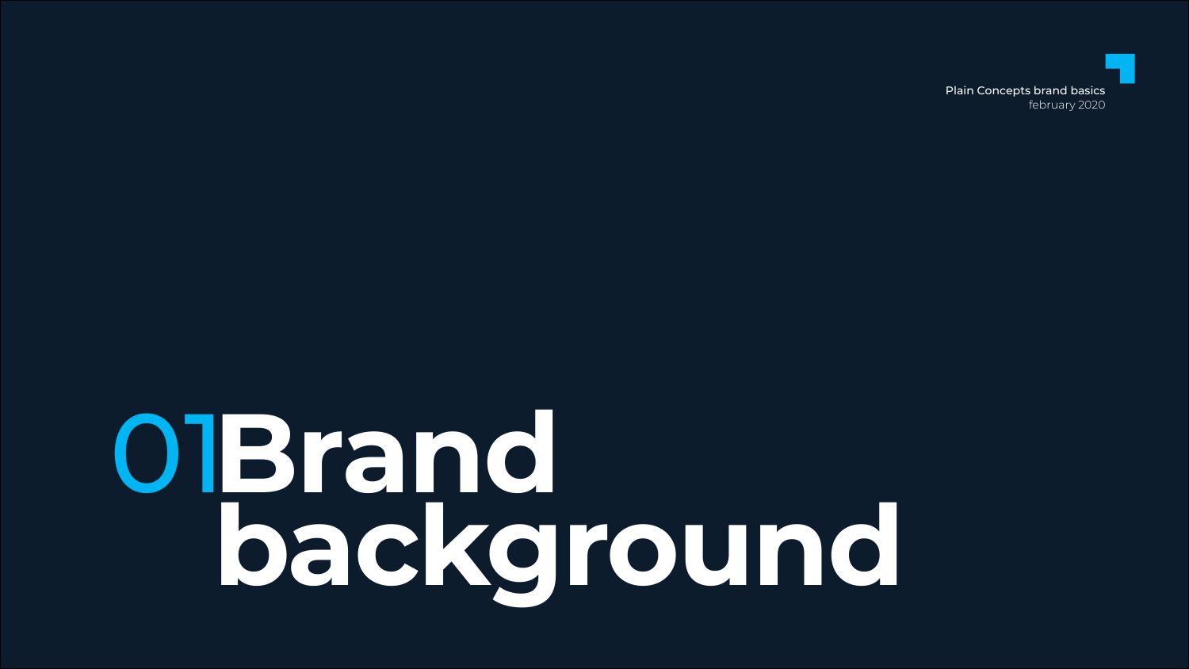Plain Concepts brand basics
february 2020

# 01 Brand background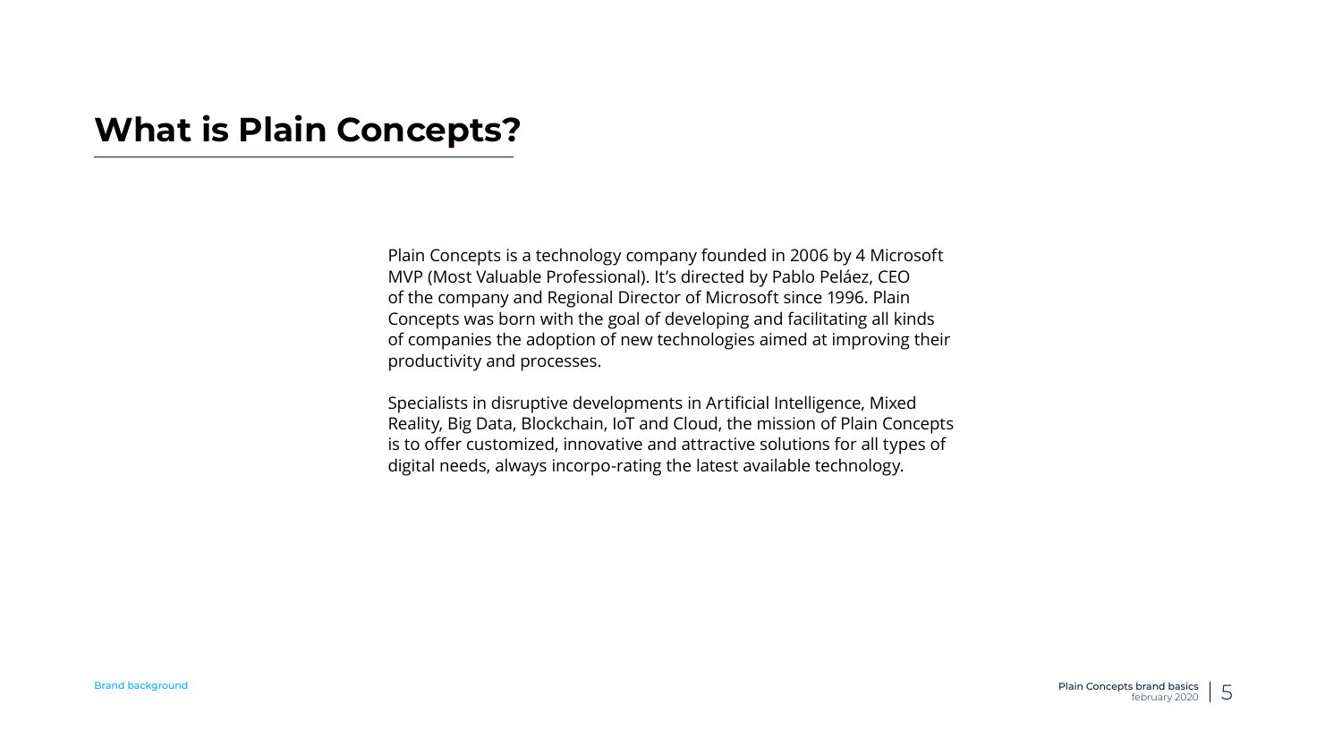# What is Plain Concepts?

Plain Concepts is a technology company founded in 2006 by 4 Microsoft MVP (Most Valuable Professional). It’s directed by Pablo Peláez, CEO of the company and Regional Director of Microsoft since 1996. Plain Concepts was born with the goal of developing and facilitating all kinds of companies the adoption of new technologies aimed at improving their productivity and processes.

Specialists in disruptive developments in Artificial Intelligence, Mixed Reality, Big Data, Blockchain, IoT and Cloud, the mission of Plain Concepts is to offer customized, innovative and attractive solutions for all types of digital needs, always incorpo-rating the latest available technology.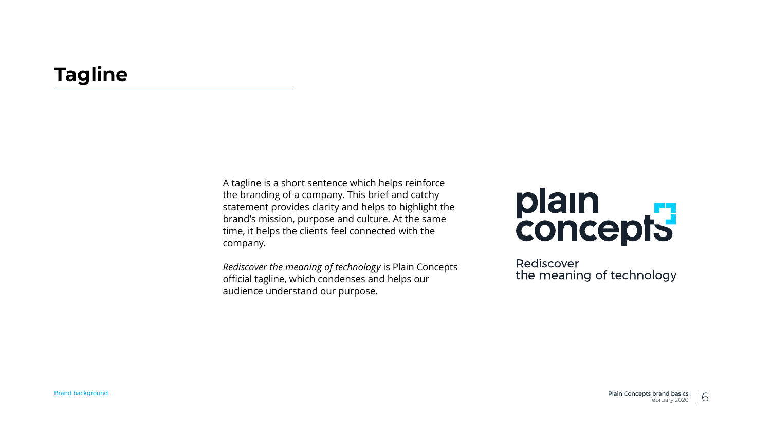# Tagline

A tagline is a short sentence which helps reinforce the branding of a company. This brief and catchy statement provides clarity and helps to highlight the brand's mission, purpose and culture. At the same time, it helps the clients feel connected with the company.

*Rediscover the meaning of technology* is Plain Concepts official tagline, which condenses and helps our audience understand our purpose.

plain concepts

Rediscover
the meaning of technology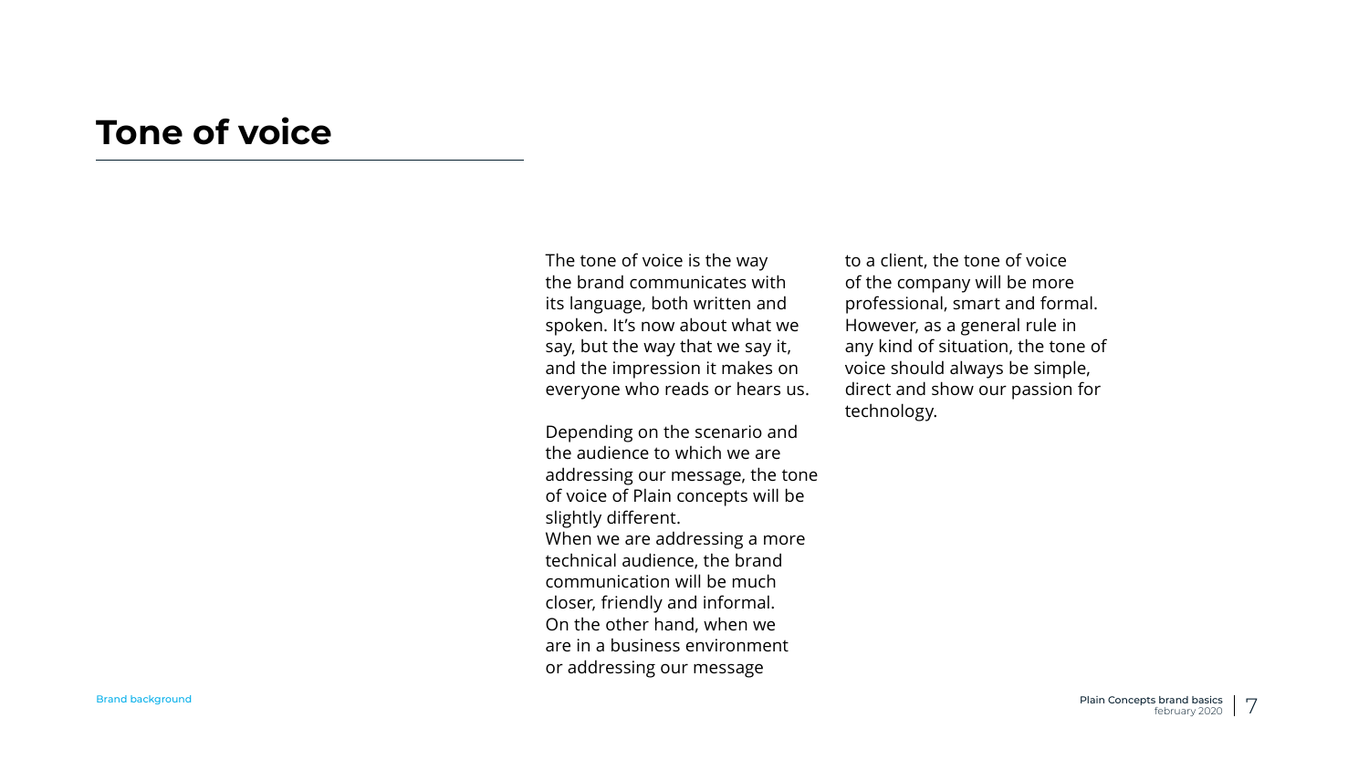# Tone of voice

The tone of voice is the way the brand communicates with its language, both written and spoken. It's now about what we say, but the way that we say it, and the impression it makes on everyone who reads or hears us.

Depending on the scenario and the audience to which we are addressing our message, the tone of voice of Plain concepts will be slightly different.
When we are addressing a more technical audience, the brand communication will be much closer, friendly and informal.
On the other hand, when we are in a business environment or addressing our message to a client, the tone of voice of the company will be more professional, smart and formal.
However, as a general rule in any kind of situation, the tone of voice should always be simple, direct and show our passion for technology.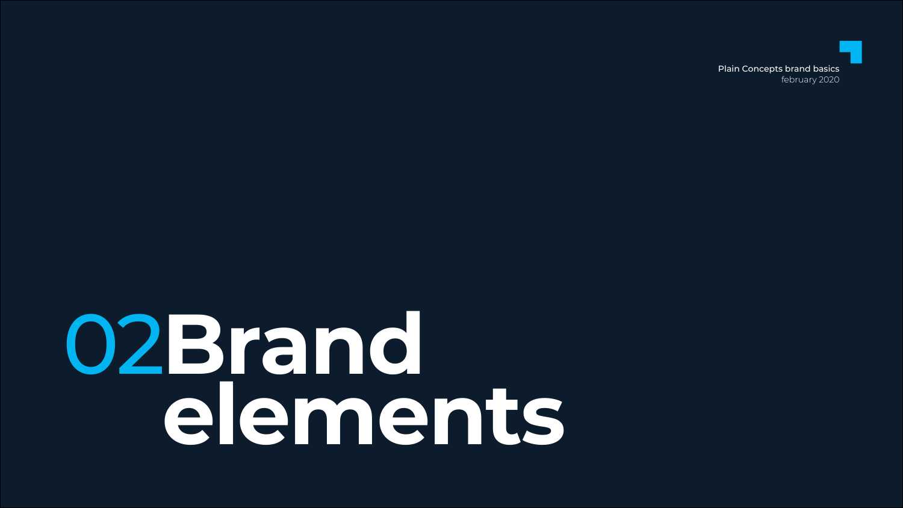# 02 Brand elements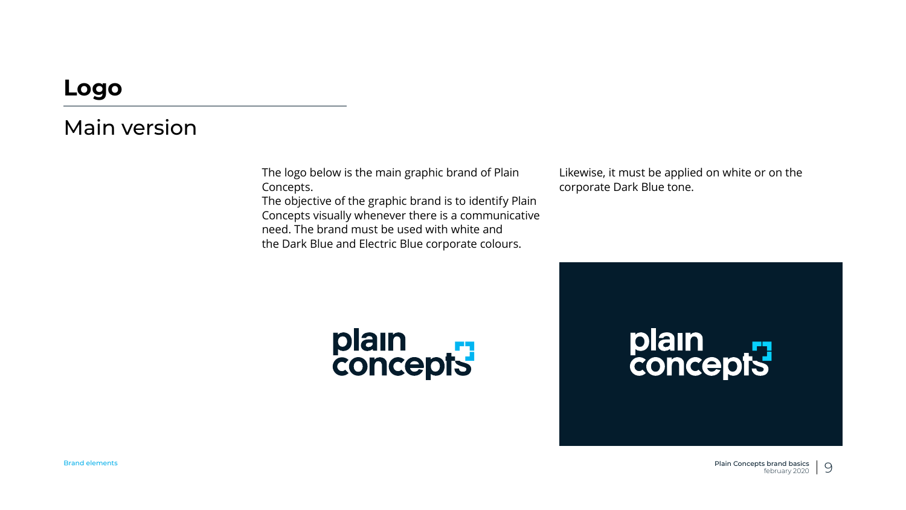# Logo

## Main version

The logo below is the main graphic brand of Plain Concepts.
The objective of the graphic brand is to identify Plain Concepts visually whenever there is a communicative need. The brand must be used with white and the Dark Blue and Electric Blue corporate colours.

Likewise, it must be applied on white or on the corporate Dark Blue tone.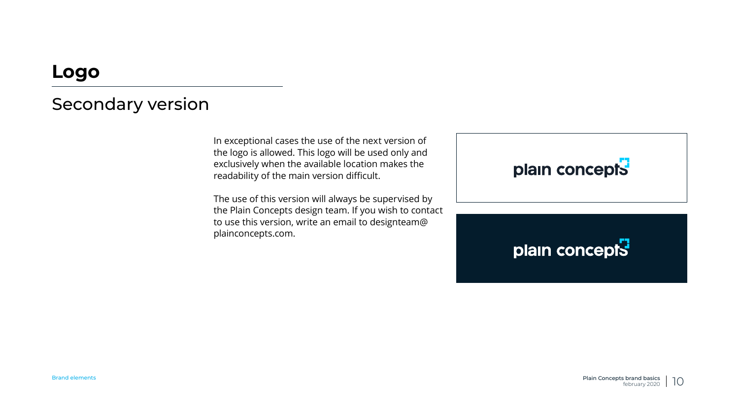# Logo

## Secondary version

In exceptional cases the use of the next version of the logo is allowed. This logo will be used only and exclusively when the available location makes the readability of the main version difficult.

The use of this version will always be supervised by the Plain Concepts design team. If you wish to contact to use this version, write an email to designteam@plainconcepts.com.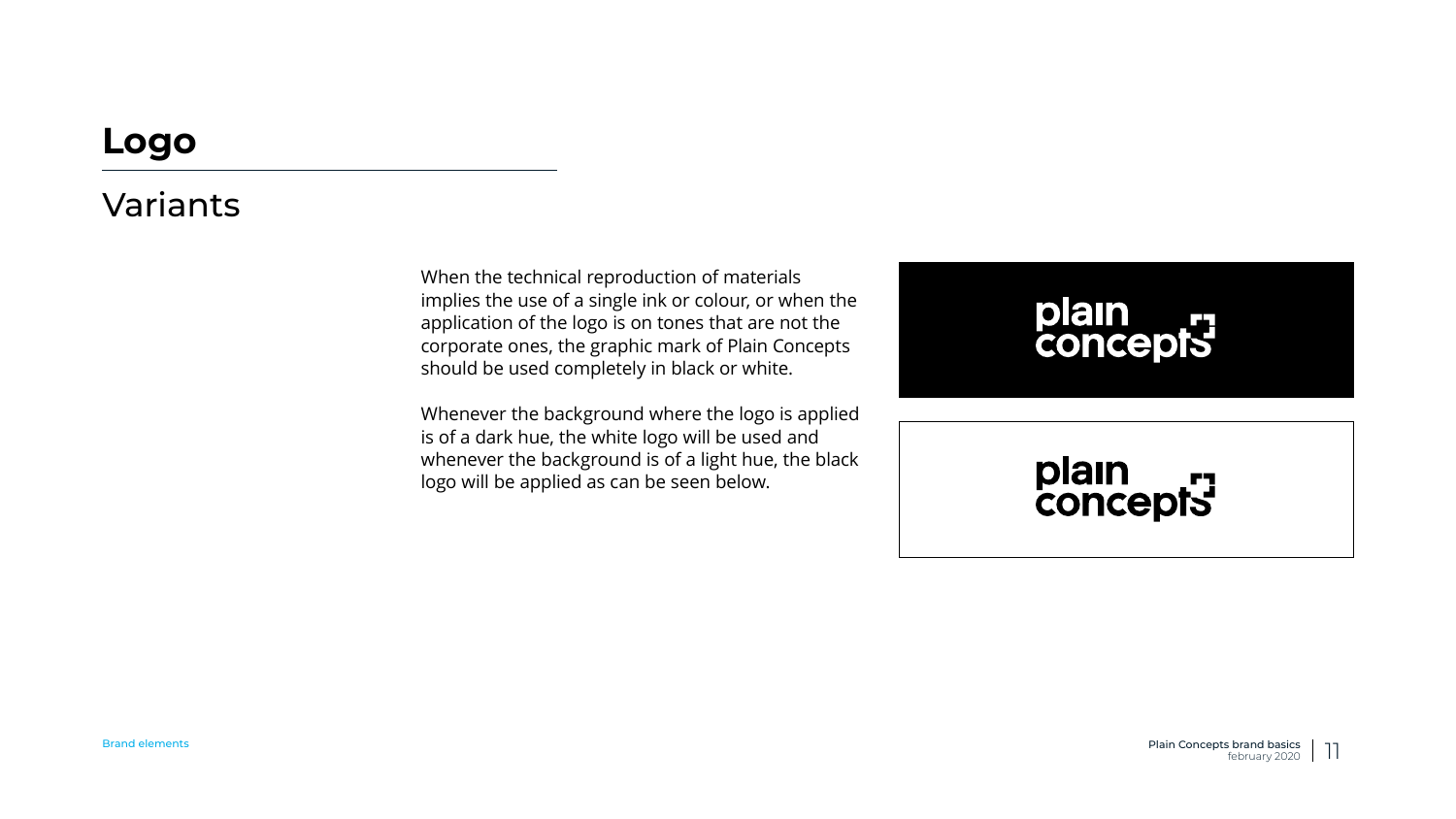# Logo

## Variants

When the technical reproduction of materials implies the use of a single ink or colour, or when the application of the logo is on tones that are not the corporate ones, the graphic mark of Plain Concepts should be used completely in black or white.

Whenever the background where the logo is applied is of a dark hue, the white logo will be used and whenever the background is of a light hue, the black logo will be applied as can be seen below.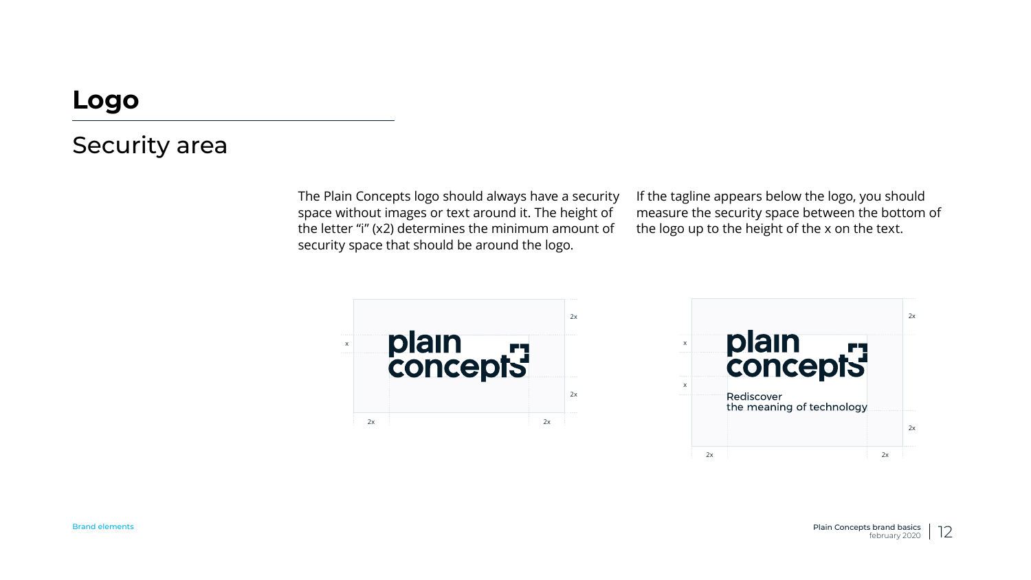# Logo

## Security area

The Plain Concepts logo should always have a security space without images or text around it. The height of the letter "i" (x2) determines the minimum amount of security space that should be around the logo.

If the tagline appears below the logo, you should measure the security space between the bottom of the logo up to the height of the x on the text.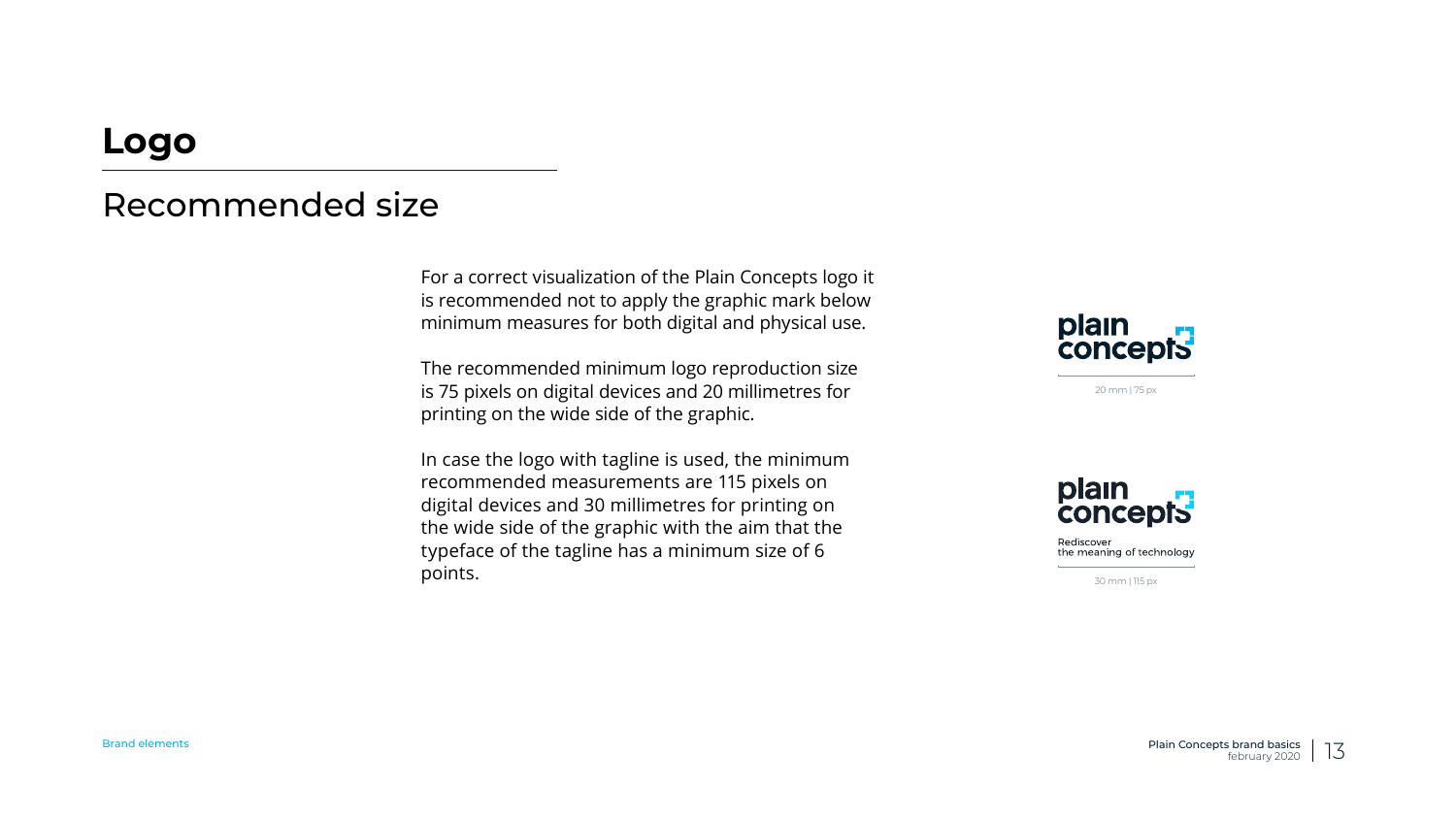# Logo

## Recommended size

For a correct visualization of the Plain Concepts logo it is recommended not to apply the graphic mark below minimum measures for both digital and physical use.

The recommended minimum logo reproduction size is 75 pixels on digital devices and 20 millimetres for printing on the wide side of the graphic.

In case the logo with tagline is used, the minimum recommended measurements are 115 pixels on digital devices and 30 millimetres for printing on the wide side of the graphic with the aim that the typeface of the tagline has a minimum size of 6 points.

plain concepts

20 mm | 75 px

plain concepts

Rediscover the meaning of technology

30 mm | 115 px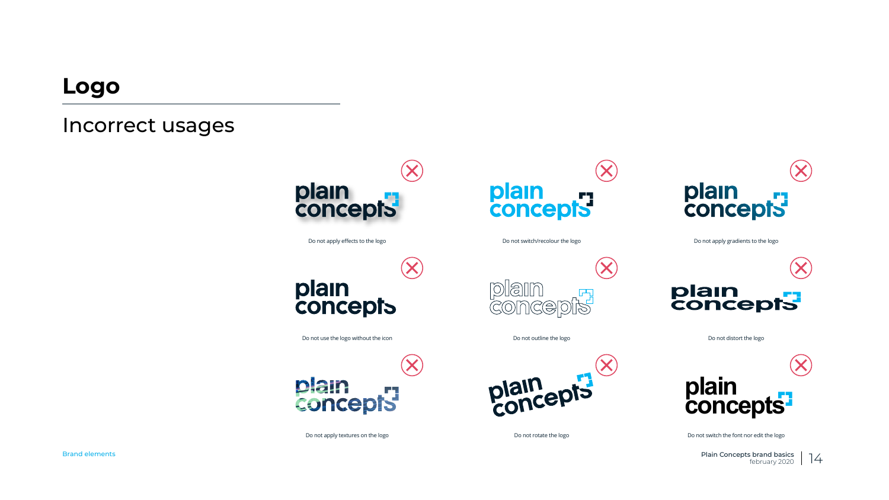# Logo

## Incorrect usages

Do not apply effects to the logo

Do not switch/recolour the logo

Do not apply gradients to the logo

Do not use the logo without the icon

Do not outline the logo

Do not distort the logo

Do not apply textures on the logo

Do not rotate the logo

Do not switch the font nor edit the logo

Brand elements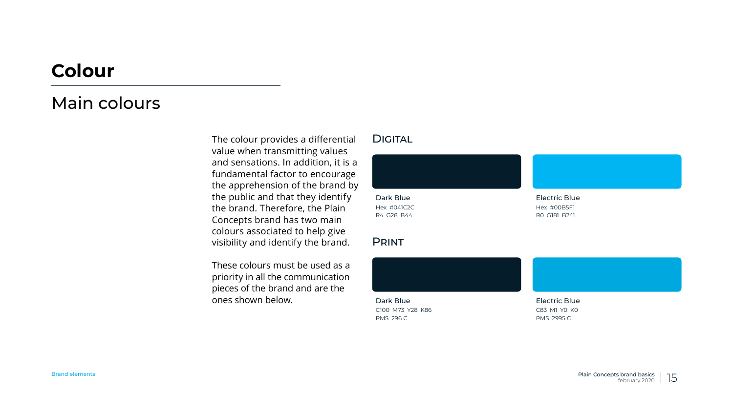# Colour

## Main colours

The colour provides a differential value when transmitting values and sensations. In addition, it is a fundamental factor to encourage the apprehension of the brand by the public and that they identify the brand. Therefore, the Plain Concepts brand has two main colours associated to help give visibility and identify the brand.

These colours must be used as a priority in all the communication pieces of the brand and are the ones shown below.

### Digital

**Dark Blue**
Hex #041C2C
R4 G28 B44

**Electric Blue**
Hex #00B5F1
R0 G181 B241

### Print

**Dark Blue**
C100 M73 Y28 K86
PMS 296 C

**Electric Blue**
C83 M1 Y0 K0
PMS 2995 C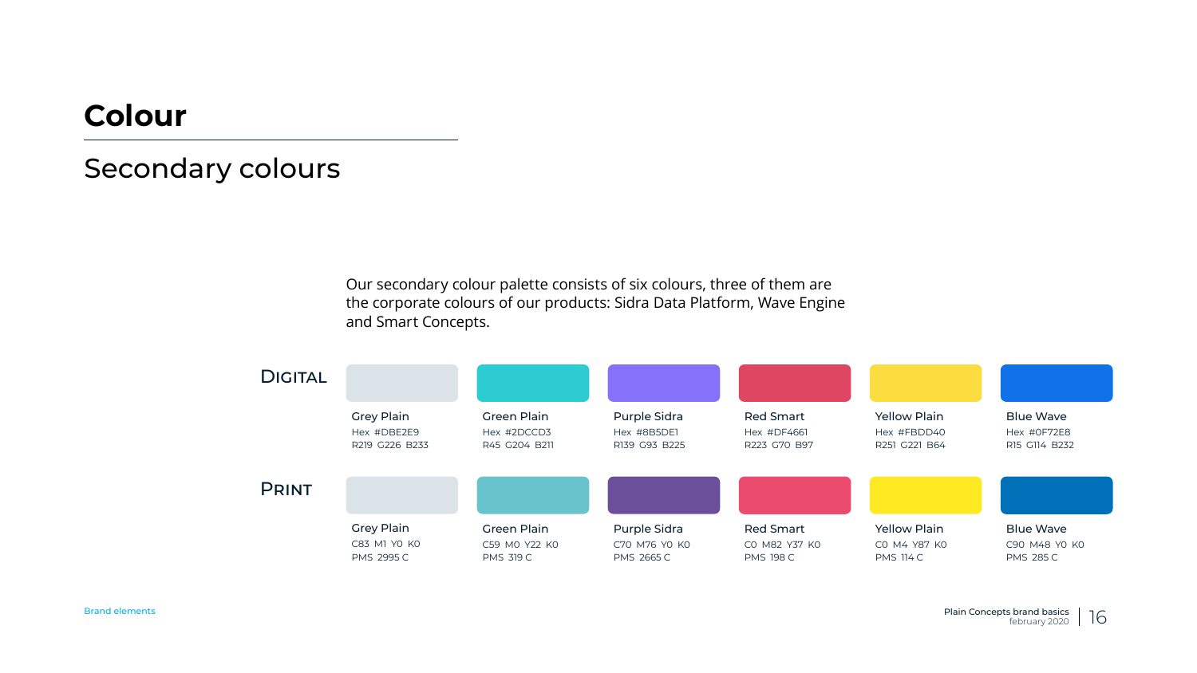# Colour

## Secondary colours

Our secondary colour palette consists of six colours, three of them are the corporate colours of our products: Sidra Data Platform, Wave Engine and Smart Concepts.

### Digital

| Grey Plain | Green Plain | Purple Sidra | Red Smart | Yellow Plain | Blue Wave |
|---|---|---|---|---|---|
| Hex #DBE2E9 | Hex #2DCCD3 | Hex #8B5DE1 | Hex #DF4661 | Hex #FBDD40 | Hex #0F72E8 |
| R219 G226 B233 | R45 G204 B211 | R139 G93 B225 | R223 G70 B97 | R251 G221 B64 | R15 G114 B232 |

### Print

| Grey Plain | Green Plain | Purple Sidra | Red Smart | Yellow Plain | Blue Wave |
|---|---|---|---|---|---|
| C83 M1 Y0 K0 | C59 M0 Y22 K0 | C70 M76 Y0 K0 | C0 M82 Y37 K0 | C0 M4 Y87 K0 | C90 M48 Y0 K0 |
| PMS 2995 C | PMS 319 C | PMS 2665 C | PMS 198 C | PMS 114 C | PMS 285 C |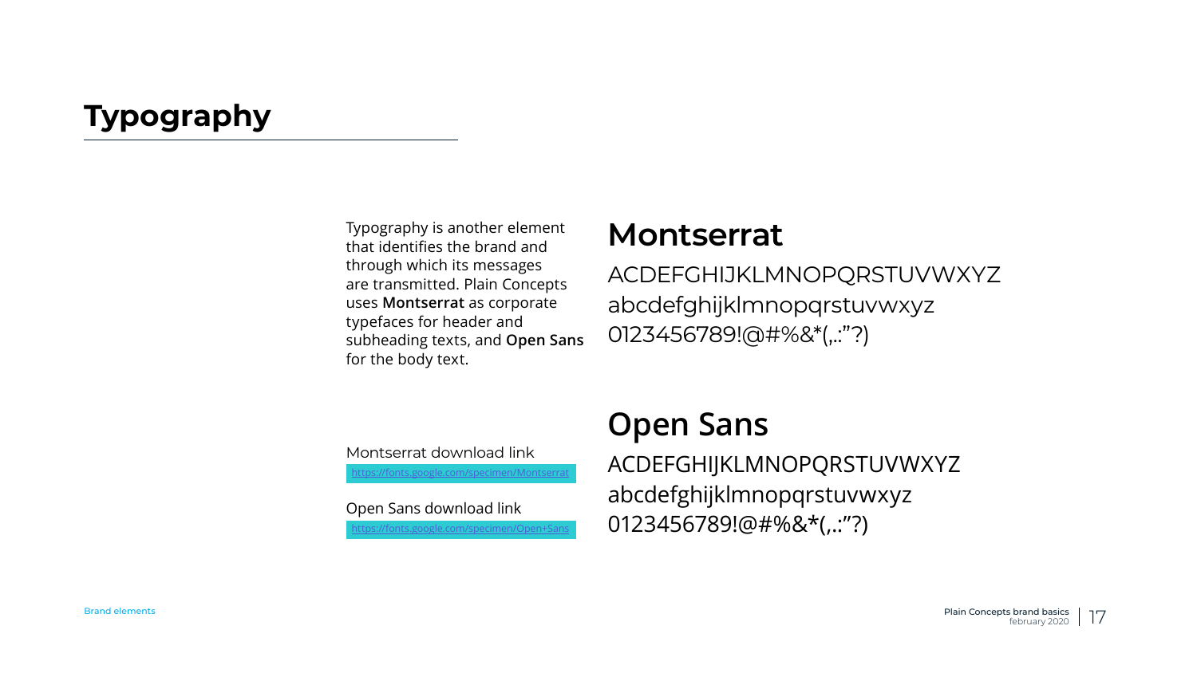# Typography

Typography is another element that identifies the brand and through which its messages are transmitted. Plain Concepts uses **Montserrat** as corporate typefaces for header and subheading texts, and **Open Sans** for the body text.

Montserrat download link
https://fonts.google.com/specimen/Montserrat

Open Sans download link
https://fonts.google.com/specimen/Open+Sans

## Montserrat

ACDEFGHIJKLMNOPQRSTUVWXYZ
abcdefghijklmnopqrstuvwxyz
0123456789!@#%&*(,.:"?)

## Open Sans

ACDEFGHIJKLMNOPQRSTUVWXYZ
abcdefghijklmnopqrstuvwxyz
0123456789!@#%&*(,.:"?)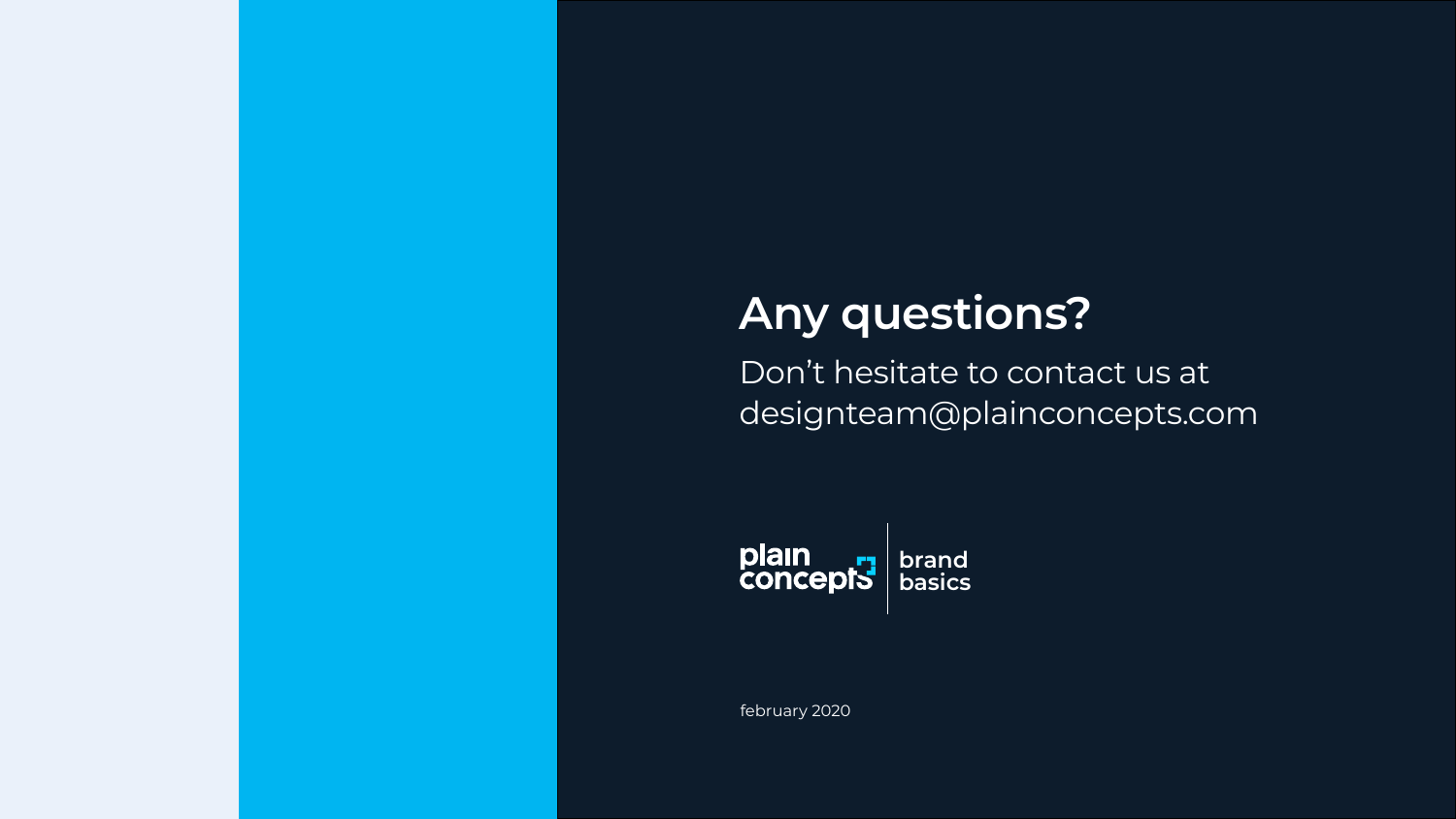# Any questions?

Don’t hesitate to contact us at designteam@plainconcepts.com

plain concepts | brand basics

february 2020